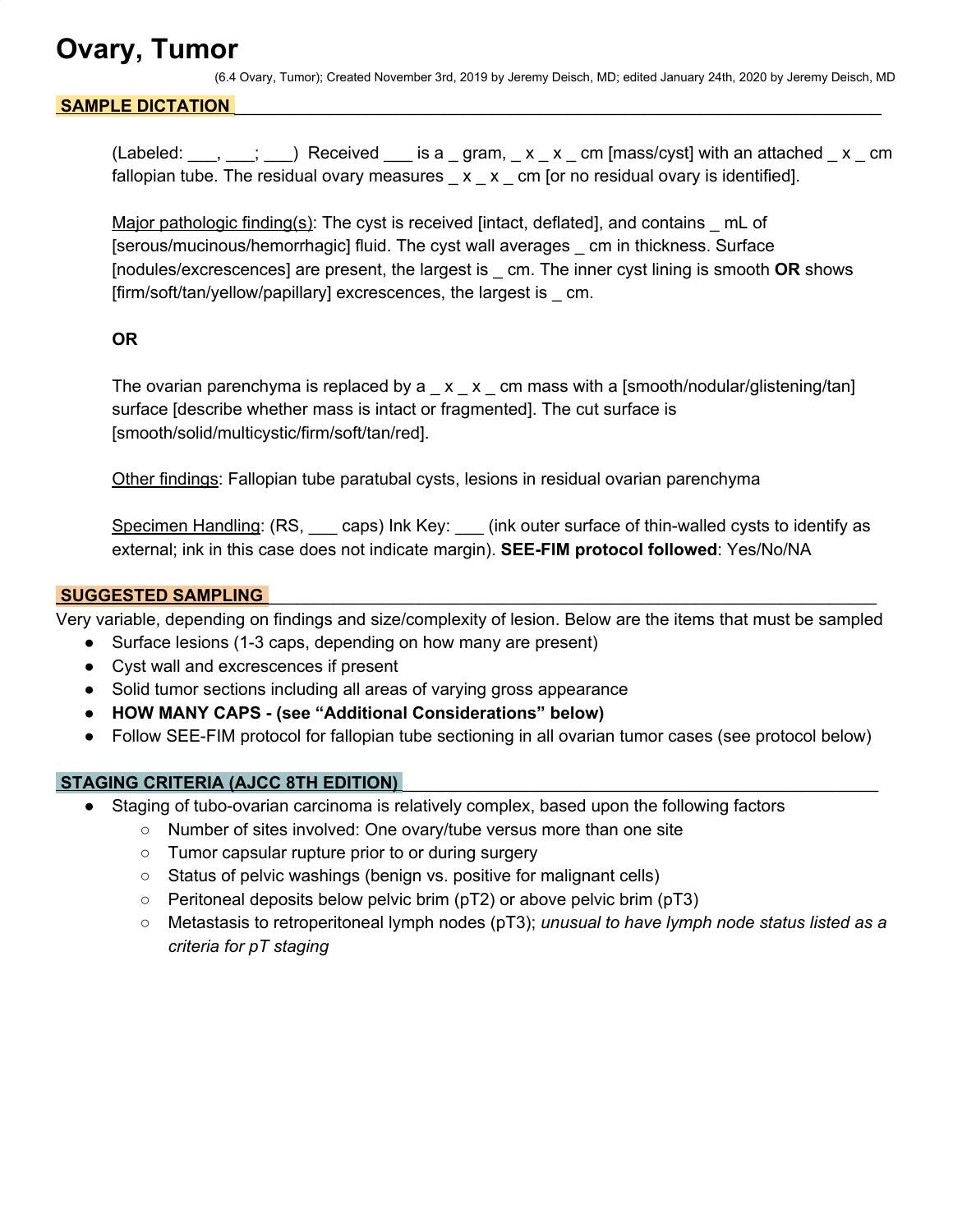# Ovary, Tumor

(6.4 Ovary, Tumor); Created November 3rd, 2019 by Jeremy Deisch, MD; edited January 24th, 2020 by Jeremy Deisch, MD

## SAMPLE DICTATION

(Labeled: ___, ___; ___) Received ___ is a _ gram, _ x _ x _ cm [mass/cyst] with an attached _ x _ cm fallopian tube. The residual ovary measures _ x _ x _ cm [or no residual ovary is identified].

Major pathologic finding(s): The cyst is received [intact, deflated], and contains _ mL of [serous/mucinous/hemorrhagic] fluid. The cyst wall averages _ cm in thickness. Surface [nodules/excrescences] are present, the largest is _ cm. The inner cyst lining is smooth **OR** shows [firm/soft/tan/yellow/papillary] excrescences, the largest is _ cm.

**OR**

The ovarian parenchyma is replaced by a _ x _ x _ cm mass with a [smooth/nodular/glistening/tan] surface [describe whether mass is intact or fragmented]. The cut surface is [smooth/solid/multicystic/firm/soft/tan/red].

Other findings: Fallopian tube paratubal cysts, lesions in residual ovarian parenchyma

Specimen Handling: (RS, ___ caps) Ink Key: ___ (ink outer surface of thin-walled cysts to identify as external; ink in this case does not indicate margin). **SEE-FIM protocol followed**: Yes/No/NA

## SUGGESTED SAMPLING

Very variable, depending on findings and size/complexity of lesion. Below are the items that must be sampled

- Surface lesions (1-3 caps, depending on how many are present)
- Cyst wall and excrescences if present
- Solid tumor sections including all areas of varying gross appearance
- **HOW MANY CAPS - (see "Additional Considerations" below)**
- Follow SEE-FIM protocol for fallopian tube sectioning in all ovarian tumor cases (see protocol below)

## STAGING CRITERIA (AJCC 8TH EDITION)

- Staging of tubo-ovarian carcinoma is relatively complex, based upon the following factors
  - Number of sites involved: One ovary/tube versus more than one site
  - Tumor capsular rupture prior to or during surgery
  - Status of pelvic washings (benign vs. positive for malignant cells)
  - Peritoneal deposits below pelvic brim (pT2) or above pelvic brim (pT3)
  - Metastasis to retroperitoneal lymph nodes (pT3); *unusual to have lymph node status listed as a criteria for pT staging*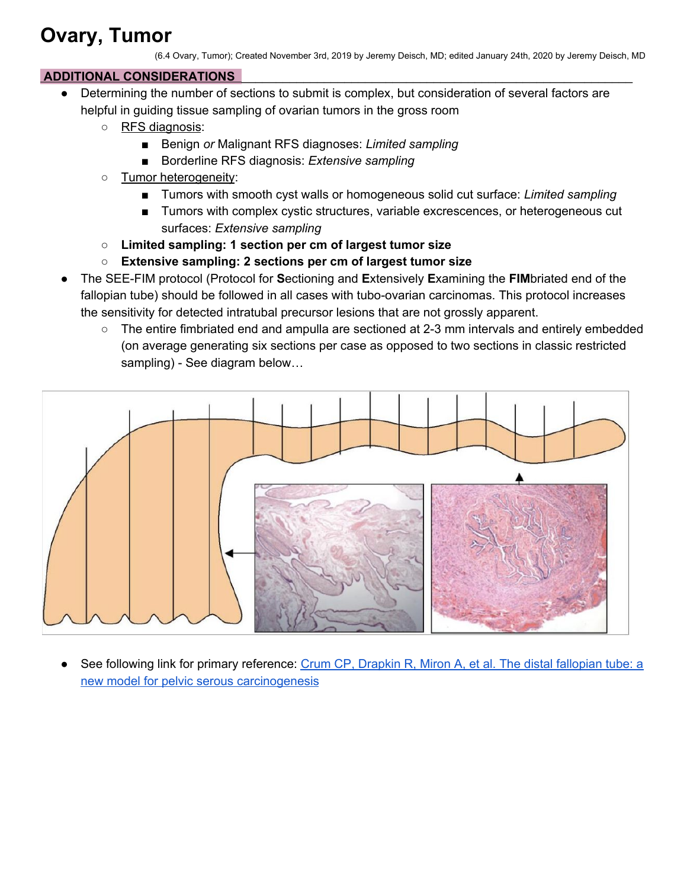# Ovary, Tumor

(6.4 Ovary, Tumor); Created November 3rd, 2019 by Jeremy Deisch, MD; edited January 24th, 2020 by Jeremy Deisch, MD

## ADDITIONAL CONSIDERATIONS

- Determining the number of sections to submit is complex, but consideration of several factors are helpful in guiding tissue sampling of ovarian tumors in the gross room
    - RFS diagnosis:
        - Benign *or* Malignant RFS diagnoses: *Limited sampling*
        - Borderline RFS diagnosis: *Extensive sampling*
    - Tumor heterogeneity:
        - Tumors with smooth cyst walls or homogeneous solid cut surface: *Limited sampling*
        - Tumors with complex cystic structures, variable excrescences, or heterogeneous cut surfaces: *Extensive sampling*
    - **Limited sampling: 1 section per cm of largest tumor size**
    - **Extensive sampling: 2 sections per cm of largest tumor size**
- The SEE-FIM protocol (Protocol for **S**ectioning and **E**xtensively **E**xamining the **FIM**briated end of the fallopian tube) should be followed in all cases with tubo-ovarian carcinomas. This protocol increases the sensitivity for detected intratubal precursor lesions that are not grossly apparent.
    - The entire fimbriated end and ampulla are sectioned at 2-3 mm intervals and entirely embedded (on average generating six sections per case as opposed to two sections in classic restricted sampling) - See diagram below…

- See following link for primary reference: [Crum CP, Drapkin R, Miron A, et al. The distal fallopian tube: a new model for pelvic serous carcinogenesis]